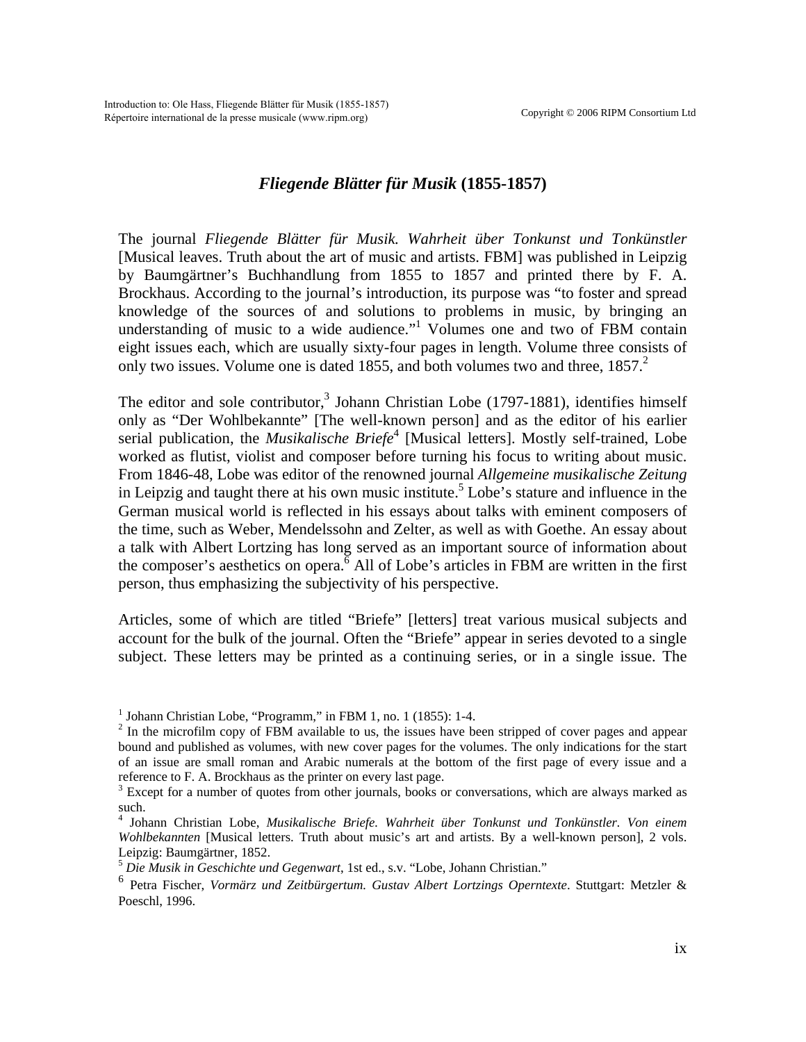# *Fliegende Blätter für Musik* (1855-1857)

The journal *Fliegende Blätter für Musik. Wahrheit über Tonkunst und Tonkünstler* [Musical leaves. Truth about the art of music and artists. FBM] was published in Leipzig by Baumgärtner's Buchhandlung from 1855 to 1857 and printed there by F. A. Brockhaus. According to the journal's introduction, its purpose was "to foster and spread knowledge of the sources of and solutions to problems in music, by bringing an understanding of music to a wide audience."[1] Volumes one and two of FBM contain eight issues each, which are usually sixty-four pages in length. Volume three consists of only two issues. Volume one is dated 1855, and both volumes two and three, 1857.[2]

The editor and sole contributor,[3] Johann Christian Lobe (1797-1881), identifies himself only as "Der Wohlbekannte" [The well-known person] and as the editor of his earlier serial publication, the *Musikalische Briefe*[4] [Musical letters]. Mostly self-trained, Lobe worked as flutist, violist and composer before turning his focus to writing about music. From 1846-48, Lobe was editor of the renowned journal *Allgemeine musikalische Zeitung* in Leipzig and taught there at his own music institute.[5] Lobe's stature and influence in the German musical world is reflected in his essays about talks with eminent composers of the time, such as Weber, Mendelssohn and Zelter, as well as with Goethe. An essay about a talk with Albert Lortzing has long served as an important source of information about the composer's aesthetics on opera.[6] All of Lobe's articles in FBM are written in the first person, thus emphasizing the subjectivity of his perspective.

Articles, some of which are titled "Briefe" [letters] treat various musical subjects and account for the bulk of the journal. Often the "Briefe" appear in series devoted to a single subject. These letters may be printed as a continuing series, or in a single issue. The

---

[1] Johann Christian Lobe, "Programm," in FBM 1, no. 1 (1855): 1-4.

[2] In the microfilm copy of FBM available to us, the issues have been stripped of cover pages and appear bound and published as volumes, with new cover pages for the volumes. The only indications for the start of an issue are small roman and Arabic numerals at the bottom of the first page of every issue and a reference to F. A. Brockhaus as the printer on every last page.

[3] Except for a number of quotes from other journals, books or conversations, which are always marked as such.

[4] Johann Christian Lobe, *Musikalische Briefe. Wahrheit über Tonkunst und Tonkünstler. Von einem Wohlbekannten* [Musical letters. Truth about music's art and artists. By a well-known person], 2 vols. Leipzig: Baumgärtner, 1852.

[5] *Die Musik in Geschichte und Gegenwart*, 1st ed., s.v. "Lobe, Johann Christian."

[6] Petra Fischer, *Vormärz und Zeitbürgertum. Gustav Albert Lortzings Operntexte*. Stuttgart: Metzler & Poeschl, 1996.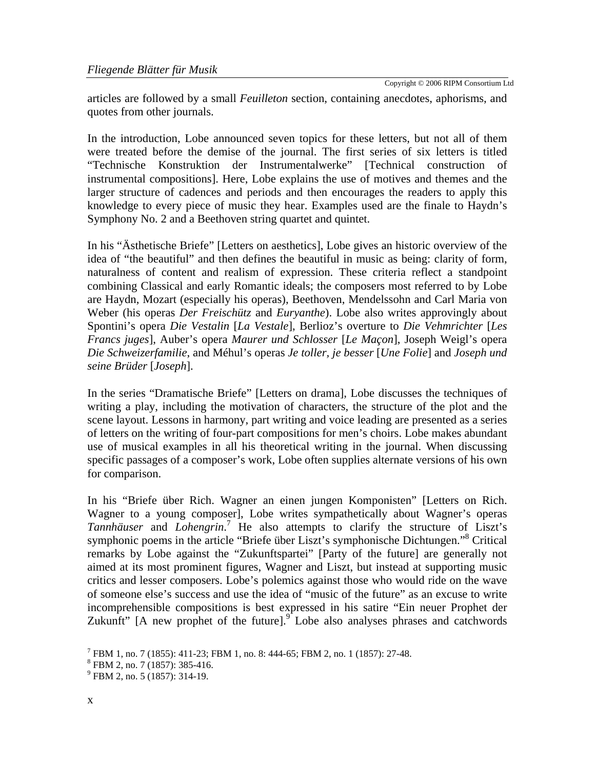articles are followed by a small *Feuilleton* section, containing anecdotes, aphorisms, and quotes from other journals.

In the introduction, Lobe announced seven topics for these letters, but not all of them were treated before the demise of the journal. The first series of six letters is titled "Technische Konstruktion der Instrumentalwerke" [Technical construction of instrumental compositions]. Here, Lobe explains the use of motives and themes and the larger structure of cadences and periods and then encourages the readers to apply this knowledge to every piece of music they hear. Examples used are the finale to Haydn's Symphony No. 2 and a Beethoven string quartet and quintet.

In his "Ästhetische Briefe" [Letters on aesthetics], Lobe gives an historic overview of the idea of "the beautiful" and then defines the beautiful in music as being: clarity of form, naturalness of content and realism of expression. These criteria reflect a standpoint combining Classical and early Romantic ideals; the composers most referred to by Lobe are Haydn, Mozart (especially his operas), Beethoven, Mendelssohn and Carl Maria von Weber (his operas *Der Freischütz* and *Euryanthe*). Lobe also writes approvingly about Spontini's opera *Die Vestalin* [*La Vestale*], Berlioz's overture to *Die Vehmrichter* [*Les Francs juges*], Auber's opera *Maurer und Schlosser* [*Le Maçon*], Joseph Weigl's opera *Die Schweizerfamilie*, and Méhul's operas *Je toller, je besser* [*Une Folie*] and *Joseph und seine Brüder* [*Joseph*].

In the series "Dramatische Briefe" [Letters on drama], Lobe discusses the techniques of writing a play, including the motivation of characters, the structure of the plot and the scene layout. Lessons in harmony, part writing and voice leading are presented as a series of letters on the writing of four-part compositions for men's choirs. Lobe makes abundant use of musical examples in all his theoretical writing in the journal. When discussing specific passages of a composer's work, Lobe often supplies alternate versions of his own for comparison.

In his "Briefe über Rich. Wagner an einen jungen Komponisten" [Letters on Rich. Wagner to a young composer], Lobe writes sympathetically about Wagner's operas *Tannhäuser* and *Lohengrin*.[7] He also attempts to clarify the structure of Liszt's symphonic poems in the article "Briefe über Liszt's symphonische Dichtungen."[8] Critical remarks by Lobe against the "Zukunftspartei" [Party of the future] are generally not aimed at its most prominent figures, Wagner and Liszt, but instead at supporting music critics and lesser composers. Lobe's polemics against those who would ride on the wave of someone else's success and use the idea of "music of the future" as an excuse to write incomprehensible compositions is best expressed in his satire "Ein neuer Prophet der Zukunft" [A new prophet of the future].[9] Lobe also analyses phrases and catchwords

[7] FBM 1, no. 7 (1855): 411-23; FBM 1, no. 8: 444-65; FBM 2, no. 1 (1857): 27-48.
[8] FBM 2, no. 7 (1857): 385-416.
[9] FBM 2, no. 5 (1857): 314-19.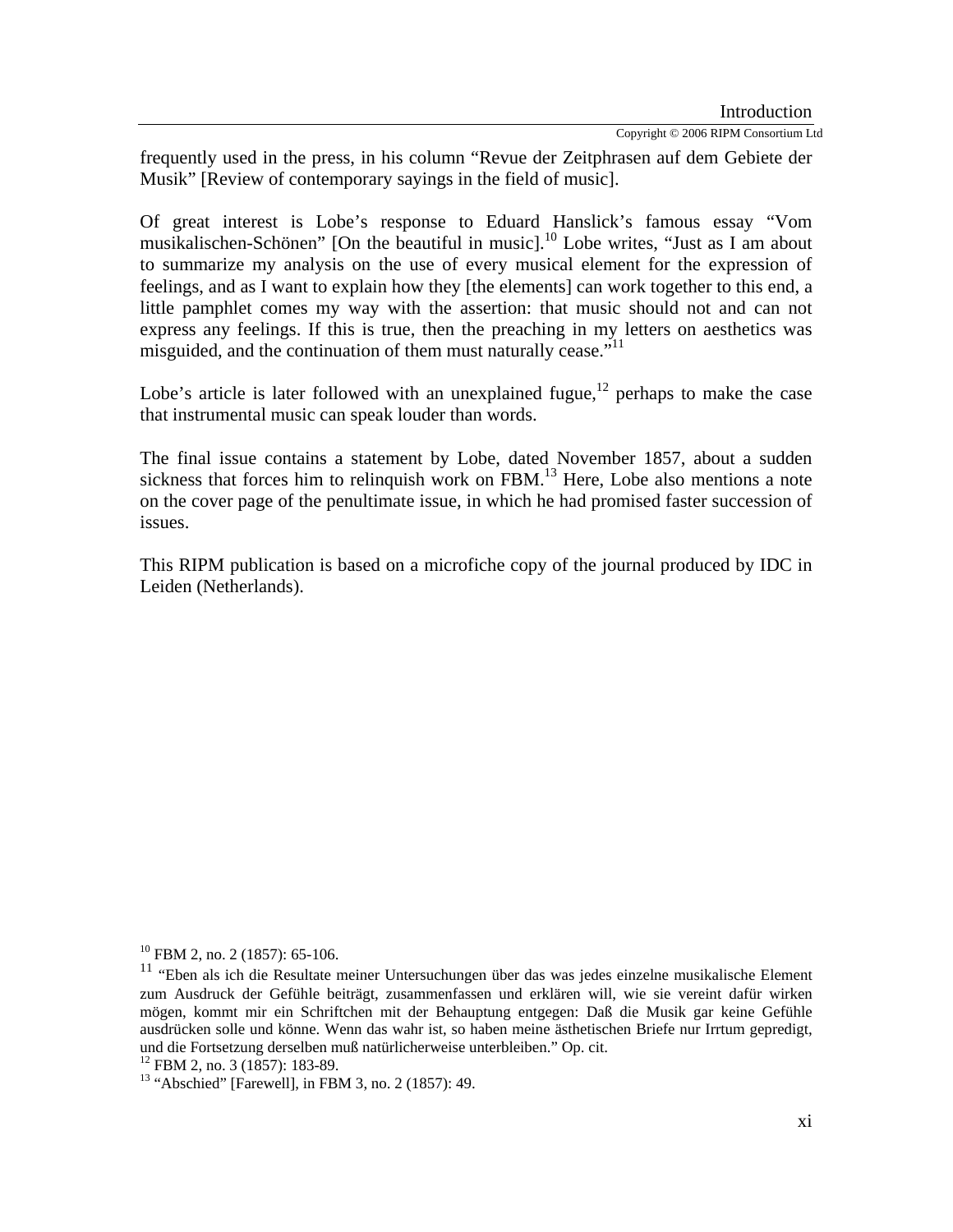frequently used in the press, in his column "Revue der Zeitphrasen auf dem Gebiete der Musik" [Review of contemporary sayings in the field of music].

Of great interest is Lobe's response to Eduard Hanslick's famous essay "Vom musikalischen-Schönen" [On the beautiful in music].[10] Lobe writes, "Just as I am about to summarize my analysis on the use of every musical element for the expression of feelings, and as I want to explain how they [the elements] can work together to this end, a little pamphlet comes my way with the assertion: that music should not and can not express any feelings. If this is true, then the preaching in my letters on aesthetics was misguided, and the continuation of them must naturally cease."[11]

Lobe's article is later followed with an unexplained fugue,[12] perhaps to make the case that instrumental music can speak louder than words.

The final issue contains a statement by Lobe, dated November 1857, about a sudden sickness that forces him to relinquish work on FBM.[13] Here, Lobe also mentions a note on the cover page of the penultimate issue, in which he had promised faster succession of issues.

This RIPM publication is based on a microfiche copy of the journal produced by IDC in Leiden (Netherlands).

---

[10] FBM 2, no. 2 (1857): 65-106.

[11] "Eben als ich die Resultate meiner Untersuchungen über das was jedes einzelne musikalische Element zum Ausdruck der Gefühle beiträgt, zusammenfassen und erklären will, wie sie vereint dafür wirken mögen, kommt mir ein Schriftchen mit der Behauptung entgegen: Daß die Musik gar keine Gefühle ausdrücken solle und könne. Wenn das wahr ist, so haben meine ästhetischen Briefe nur Irrtum gepredigt, und die Fortsetzung derselben muß natürlicherweise unterbleiben." Op. cit.

[12] FBM 2, no. 3 (1857): 183-89.

[13] "Abschied" [Farewell], in FBM 3, no. 2 (1857): 49.